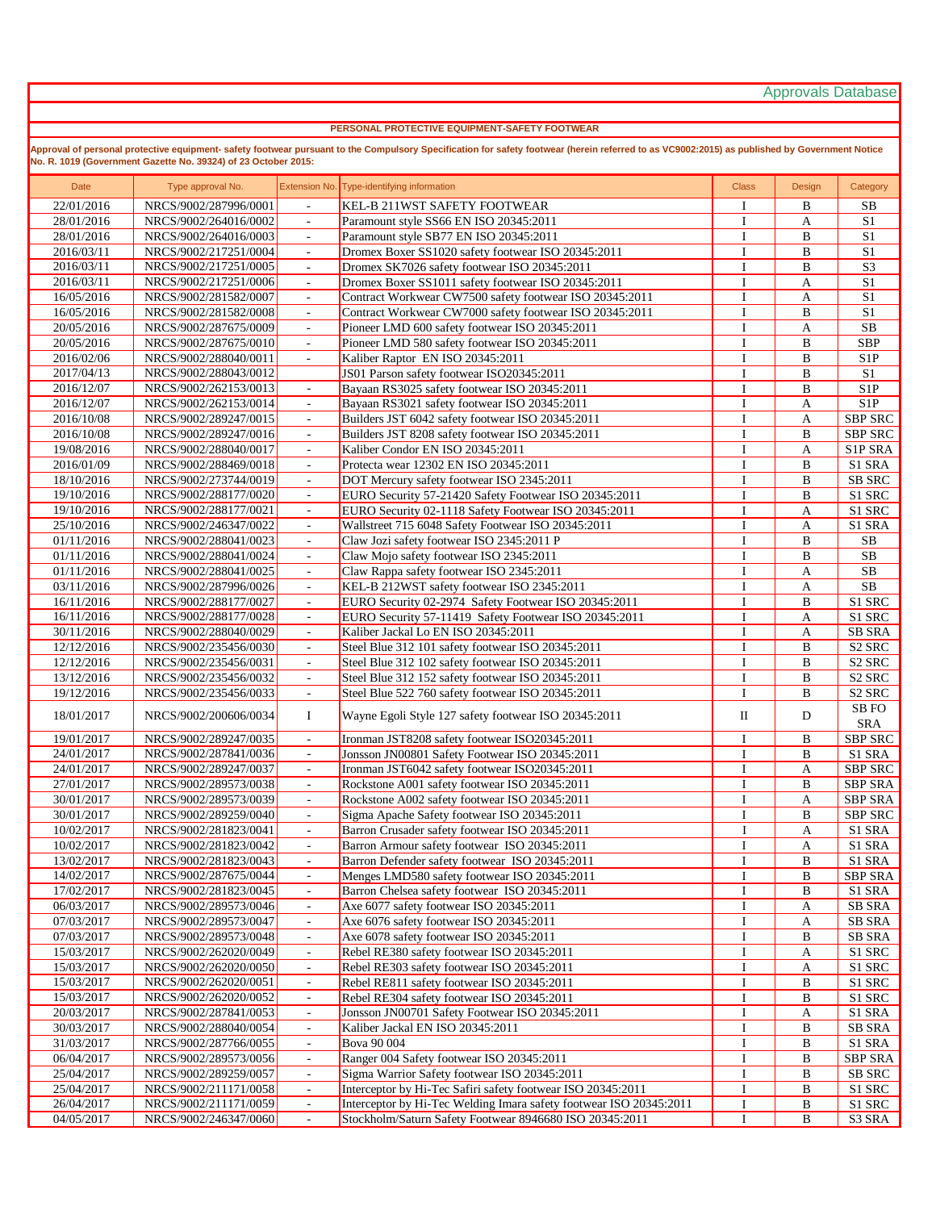Approvals Database

**PERSONAL PROTECTIVE EQUIPMENT-SAFETY FOOTWEAR**

**Approval of personal protective equipment- safety footwear pursuant to the Compulsory Specification for safety footwear (herein referred to as VC9002:2015) as published by Government Notice No. R. 1019 (Government Gazette No. 39324) of 23 October 2015:**

| Date | Type approval No. | Extension No. | Type-identifying information | Class | Design | Category |
|---|---|---|---|---|---|---|
| 22/01/2016 | NRCS/9002/287996/0001 | - | KEL-B 211WST SAFETY FOOTWEAR | I | B | SB |
| 28/01/2016 | NRCS/9002/264016/0002 | - | Paramount style SS66 EN ISO 20345:2011 | I | A | S1 |
| 28/01/2016 | NRCS/9002/264016/0003 | - | Paramount style SB77 EN ISO 20345:2011 | I | B | S1 |
| 2016/03/11 | NRCS/9002/217251/0004 | - | Dromex Boxer SS1020 safety footwear ISO 20345:2011 | I | B | S1 |
| 2016/03/11 | NRCS/9002/217251/0005 | - | Dromex SK7026 safety footwear ISO 20345:2011 | I | B | S3 |
| 2016/03/11 | NRCS/9002/217251/0006 | - | Dromex Boxer SS1011 safety footwear ISO 20345:2011 | I | A | S1 |
| 16/05/2016 | NRCS/9002/281582/0007 | - | Contract Workwear CW7500 safety footwear ISO 20345:2011 | I | A | S1 |
| 16/05/2016 | NRCS/9002/281582/0008 | - | Contract Workwear CW7000 safety footwear ISO 20345:2011 | I | B | S1 |
| 20/05/2016 | NRCS/9002/287675/0009 | - | Pioneer LMD 600 safety footwear ISO 20345:2011 | I | A | SB |
| 20/05/2016 | NRCS/9002/287675/0010 | - | Pioneer LMD 580 safety footwear ISO 20345:2011 | I | B | SBP |
| 2016/02/06 | NRCS/9002/288040/0011 | - | Kaliber Raptor EN ISO 20345:2011 | I | B | S1P |
| 2017/04/13 | NRCS/9002/288043/0012 | | JS01 Parson safety footwear ISO20345:2011 | I | B | S1 |
| 2016/12/07 | NRCS/9002/262153/0013 | - | Bayaan RS3025 safety footwear ISO 20345:2011 | I | B | S1P |
| 2016/12/07 | NRCS/9002/262153/0014 | - | Bayaan RS3021 safety footwear ISO 20345:2011 | I | A | S1P |
| 2016/10/08 | NRCS/9002/289247/0015 | - | Builders JST 6042 safety footwear ISO 20345:2011 | I | A | SBP SRC |
| 2016/10/08 | NRCS/9002/289247/0016 | - | Builders JST 8208 safety footwear ISO 20345:2011 | I | B | SBP SRC |
| 19/08/2016 | NRCS/9002/288040/0017 | - | Kaliber Condor EN ISO 20345:2011 | I | A | S1P SRA |
| 2016/01/09 | NRCS/9002/288469/0018 | - | Protecta wear 12302 EN ISO 20345:2011 | I | B | S1 SRA |
| 18/10/2016 | NRCS/9002/273744/0019 | - | DOT Mercury safety footwear ISO 2345:2011 | I | B | SB SRC |
| 19/10/2016 | NRCS/9002/288177/0020 | - | EURO Security 57-21420 Safety Footwear ISO 20345:2011 | I | B | S1 SRC |
| 19/10/2016 | NRCS/9002/288177/0021 | - | EURO Security 02-1118 Safety Footwear ISO 20345:2011 | I | A | S1 SRC |
| 25/10/2016 | NRCS/9002/246347/0022 | - | Wallstreet 715 6048 Safety Footwear ISO 20345:2011 | I | A | S1 SRA |
| 01/11/2016 | NRCS/9002/288041/0023 | - | Claw Jozi safety footwear ISO 2345:2011 P | I | B | SB |
| 01/11/2016 | NRCS/9002/288041/0024 | - | Claw Mojo safety footwear ISO 2345:2011 | I | B | SB |
| 01/11/2016 | NRCS/9002/288041/0025 | - | Claw Rappa safety footwear ISO 2345:2011 | I | A | SB |
| 03/11/2016 | NRCS/9002/287996/0026 | - | KEL-B 212WST safety footwear ISO 2345:2011 | I | A | SB |
| 16/11/2016 | NRCS/9002/288177/0027 | - | EURO Security 02-2974 Safety Footwear ISO 20345:2011 | I | B | S1 SRC |
| 16/11/2016 | NRCS/9002/288177/0028 | - | EURO Security 57-11419 Safety Footwear ISO 20345:2011 | I | A | S1 SRC |
| 30/11/2016 | NRCS/9002/288040/0029 | - | Kaliber Jackal Lo EN ISO 20345:2011 | I | A | SB SRA |
| 12/12/2016 | NRCS/9002/235456/0030 | - | Steel Blue 312 101 safety footwear ISO 20345:2011 | I | B | S2 SRC |
| 12/12/2016 | NRCS/9002/235456/0031 | - | Steel Blue 312 102 safety footwear ISO 20345:2011 | I | B | S2 SRC |
| 13/12/2016 | NRCS/9002/235456/0032 | - | Steel Blue 312 152 safety footwear ISO 20345:2011 | I | B | S2 SRC |
| 19/12/2016 | NRCS/9002/235456/0033 | - | Steel Blue 522 760 safety footwear ISO 20345:2011 | I | B | S2 SRC |
| 18/01/2017 | NRCS/9002/200606/0034 | I | Wayne Egoli Style 127 safety footwear ISO 20345:2011 | II | D | SB FO SRA |
| 19/01/2017 | NRCS/9002/289247/0035 | - | Ironman JST8208 safety footwear ISO20345:2011 | I | B | SBP SRC |
| 24/01/2017 | NRCS/9002/287841/0036 | - | Jonsson JN00801 Safety Footwear ISO 20345:2011 | I | B | S1 SRA |
| 24/01/2017 | NRCS/9002/289247/0037 | - | Ironman JST6042 safety footwear ISO20345:2011 | I | A | SBP SRC |
| 27/01/2017 | NRCS/9002/289573/0038 | - | Rockstone A001 safety footwear ISO 20345:2011 | I | B | SBP SRA |
| 30/01/2017 | NRCS/9002/289573/0039 | - | Rockstone A002 safety footwear ISO 20345:2011 | I | A | SBP SRA |
| 30/01/2017 | NRCS/9002/289259/0040 | - | Sigma Apache Safety footwear ISO 20345:2011 | I | B | SBP SRC |
| 10/02/2017 | NRCS/9002/281823/0041 | - | Barron Crusader safety footwear ISO 20345:2011 | I | A | S1 SRA |
| 10/02/2017 | NRCS/9002/281823/0042 | - | Barron Armour safety footwear ISO 20345:2011 | I | A | S1 SRA |
| 13/02/2017 | NRCS/9002/281823/0043 | - | Barron Defender safety footwear ISO 20345:2011 | I | B | S1 SRA |
| 14/02/2017 | NRCS/9002/287675/0044 | - | Menges LMD580 safety footwear ISO 20345:2011 | I | B | SBP SRA |
| 17/02/2017 | NRCS/9002/281823/0045 | - | Barron Chelsea safety footwear ISO 20345:2011 | I | B | S1 SRA |
| 06/03/2017 | NRCS/9002/289573/0046 | - | Axe 6077 safety footwear ISO 20345:2011 | I | A | SB SRA |
| 07/03/2017 | NRCS/9002/289573/0047 | - | Axe 6076 safety footwear ISO 20345:2011 | I | A | SB SRA |
| 07/03/2017 | NRCS/9002/289573/0048 | - | Axe 6078 safety footwear ISO 20345:2011 | I | B | SB SRA |
| 15/03/2017 | NRCS/9002/262020/0049 | - | Rebel RE380 safety footwear ISO 20345:2011 | I | A | S1 SRC |
| 15/03/2017 | NRCS/9002/262020/0050 | - | Rebel RE303 safety footwear ISO 20345:2011 | I | A | S1 SRC |
| 15/03/2017 | NRCS/9002/262020/0051 | - | Rebel RE811 safety footwear ISO 20345:2011 | I | B | S1 SRC |
| 15/03/2017 | NRCS/9002/262020/0052 | - | Rebel RE304 safety footwear ISO 20345:2011 | I | B | S1 SRC |
| 20/03/2017 | NRCS/9002/287841/0053 | - | Jonsson JN00701 Safety Footwear ISO 20345:2011 | I | A | S1 SRA |
| 30/03/2017 | NRCS/9002/288040/0054 | - | Kaliber Jackal EN ISO 20345:2011 | I | B | SB SRA |
| 31/03/2017 | NRCS/9002/287766/0055 | - | Bova 90 004 | I | B | S1 SRA |
| 06/04/2017 | NRCS/9002/289573/0056 | - | Ranger 004 Safety footwear ISO 20345:2011 | I | B | SBP SRA |
| 25/04/2017 | NRCS/9002/289259/0057 | - | Sigma Warrior Safety footwear ISO 20345:2011 | I | B | SB SRC |
| 25/04/2017 | NRCS/9002/211171/0058 | - | Interceptor by Hi-Tec Safiri safety footwear ISO 20345:2011 | I | B | S1 SRC |
| 26/04/2017 | NRCS/9002/211171/0059 | - | Interceptor by Hi-Tec Welding Imara safety footwear ISO 20345:2011 | I | B | S1 SRC |
| 04/05/2017 | NRCS/9002/246347/0060 | - | Stockholm/Saturn Safety Footwear 8946680 ISO 20345:2011 | I | B | S3 SRA |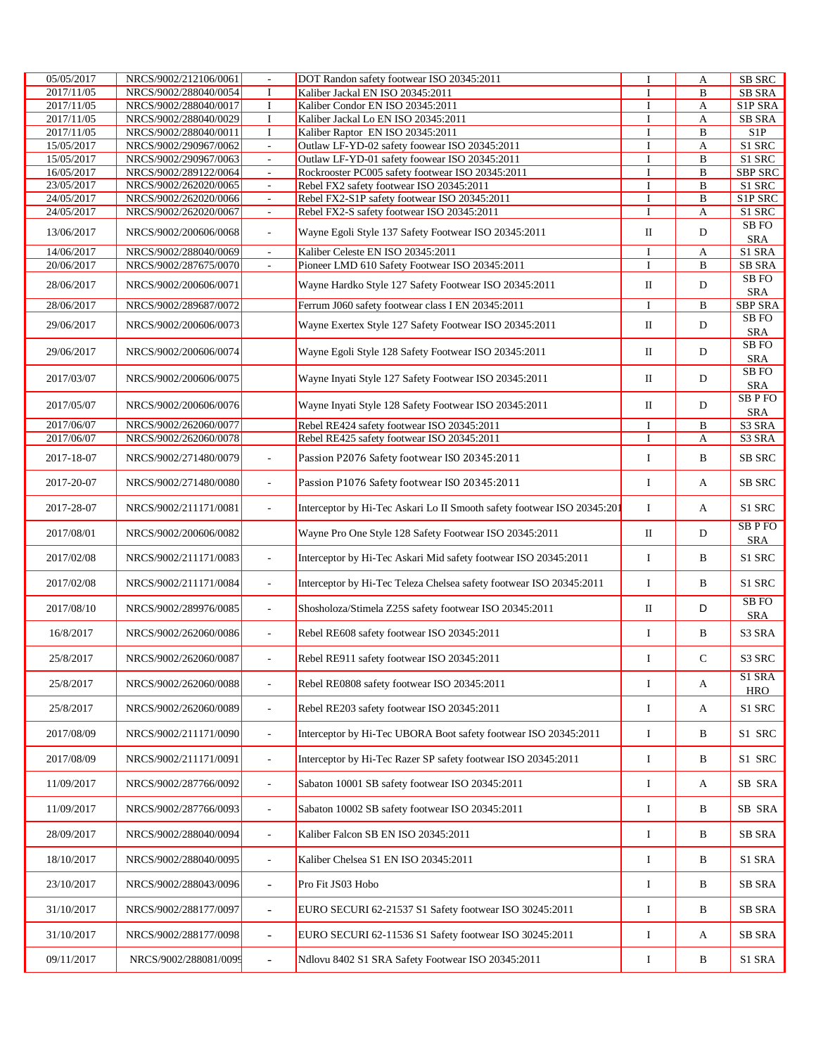| | | | | | | |
|---|---|---|---|---|---|---|
| 05/05/2017 | NRCS/9002/212106/0061 | - | DOT Randon safety footwear ISO 20345:2011 | I | A | SB SRC |
| 2017/11/05 | NRCS/9002/288040/0054 | I | Kaliber Jackal EN ISO 20345:2011 | I | B | SB SRA |
| 2017/11/05 | NRCS/9002/288040/0017 | I | Kaliber Condor EN ISO 20345:2011 | I | A | S1P SRA |
| 2017/11/05 | NRCS/9002/288040/0029 | I | Kaliber Jackal Lo EN ISO 20345:2011 | I | A | SB SRA |
| 2017/11/05 | NRCS/9002/288040/0011 | I | Kaliber Raptor EN ISO 20345:2011 | I | B | S1P |
| 15/05/2017 | NRCS/9002/290967/0062 | - | Outlaw LF-YD-02 safety foowear ISO 20345:2011 | I | A | S1 SRC |
| 15/05/2017 | NRCS/9002/290967/0063 | - | Outlaw LF-YD-01 safety foowear ISO 20345:2011 | I | B | S1 SRC |
| 16/05/2017 | NRCS/9002/289122/0064 | - | Rockrooster PC005 safety footwear ISO 20345:2011 | I | B | SBP SRC |
| 23/05/2017 | NRCS/9002/262020/0065 | - | Rebel FX2 safety footwear ISO 20345:2011 | I | B | S1 SRC |
| 24/05/2017 | NRCS/9002/262020/0066 | - | Rebel FX2-S1P safety footwear ISO 20345:2011 | I | B | S1P SRC |
| 24/05/2017 | NRCS/9002/262020/0067 | - | Rebel FX2-S safety footwear ISO 20345:2011 | I | A | S1 SRC |
| 13/06/2017 | NRCS/9002/200606/0068 | - | Wayne Egoli Style 137 Safety Footwear ISO 20345:2011 | II | D | SB FO SRA |
| 14/06/2017 | NRCS/9002/288040/0069 | - | Kaliber Celeste EN ISO 20345:2011 | I | A | S1 SRA |
| 20/06/2017 | NRCS/9002/287675/0070 | - | Pioneer LMD 610 Safety Footwear ISO 20345:2011 | I | B | SB SRA |
| 28/06/2017 | NRCS/9002/200606/0071 | | Wayne Hardko Style 127 Safety Footwear ISO 20345:2011 | II | D | SB FO SRA |
| 28/06/2017 | NRCS/9002/289687/0072 | | Ferrum J060 safety footwear class I EN 20345:2011 | I | B | SBP SRA |
| 29/06/2017 | NRCS/9002/200606/0073 | | Wayne Exertex Style 127 Safety Footwear ISO 20345:2011 | II | D | SB FO SRA |
| 29/06/2017 | NRCS/9002/200606/0074 | | Wayne Egoli Style 128 Safety Footwear ISO 20345:2011 | II | D | SB FO SRA |
| 2017/03/07 | NRCS/9002/200606/0075 | | Wayne Inyati Style 127 Safety Footwear ISO 20345:2011 | II | D | SB FO SRA |
| 2017/05/07 | NRCS/9002/200606/0076 | | Wayne Inyati Style 128 Safety Footwear ISO 20345:2011 | II | D | SB P FO SRA |
| 2017/06/07 | NRCS/9002/262060/0077 | | Rebel RE424 safety footwear ISO 20345:2011 | I | B | S3 SRA |
| 2017/06/07 | NRCS/9002/262060/0078 | | Rebel RE425 safety footwear ISO 20345:2011 | I | A | S3 SRA |
| 2017-18-07 | NRCS/9002/271480/0079 | - | Passion P2076 Safety footwear ISO 20345:2011 | I | B | SB SRC |
| 2017-20-07 | NRCS/9002/271480/0080 | - | Passion P1076 Safety footwear ISO 20345:2011 | I | A | SB SRC |
| 2017-28-07 | NRCS/9002/211171/0081 | - | Interceptor by Hi-Tec Askari Lo II Smooth safety footwear ISO 20345:201 | I | A | S1 SRC |
| 2017/08/01 | NRCS/9002/200606/0082 | | Wayne Pro One Style 128 Safety Footwear ISO 20345:2011 | II | D | SB P FO SRA |
| 2017/02/08 | NRCS/9002/211171/0083 | - | Interceptor by Hi-Tec Askari Mid safety footwear ISO 20345:2011 | I | B | S1 SRC |
| 2017/02/08 | NRCS/9002/211171/0084 | - | Interceptor by Hi-Tec Teleza Chelsea safety footwear ISO 20345:2011 | I | B | S1 SRC |
| 2017/08/10 | NRCS/9002/289976/0085 | - | Shosholoza/Stimela Z25S safety footwear ISO 20345:2011 | II | D | SB FO SRA |
| 16/8/2017 | NRCS/9002/262060/0086 | - | Rebel RE608 safety footwear ISO 20345:2011 | I | B | S3 SRA |
| 25/8/2017 | NRCS/9002/262060/0087 | - | Rebel RE911 safety footwear ISO 20345:2011 | I | C | S3 SRC |
| 25/8/2017 | NRCS/9002/262060/0088 | - | Rebel RE0808 safety footwear ISO 20345:2011 | I | A | S1 SRA HRO |
| 25/8/2017 | NRCS/9002/262060/0089 | - | Rebel RE203 safety footwear ISO 20345:2011 | I | A | S1 SRC |
| 2017/08/09 | NRCS/9002/211171/0090 | - | Interceptor by Hi-Tec UBORA Boot safety footwear ISO 20345:2011 | I | B | S1 SRC |
| 2017/08/09 | NRCS/9002/211171/0091 | - | Interceptor by Hi-Tec Razer SP safety footwear ISO 20345:2011 | I | B | S1 SRC |
| 11/09/2017 | NRCS/9002/287766/0092 | - | Sabaton 10001 SB safety footwear ISO 20345:2011 | I | A | SB SRA |
| 11/09/2017 | NRCS/9002/287766/0093 | - | Sabaton 10002 SB safety footwear ISO 20345:2011 | I | B | SB SRA |
| 28/09/2017 | NRCS/9002/288040/0094 | - | Kaliber Falcon SB EN ISO 20345:2011 | I | B | SB SRA |
| 18/10/2017 | NRCS/9002/288040/0095 | - | Kaliber Chelsea S1 EN ISO 20345:2011 | I | B | S1 SRA |
| 23/10/2017 | NRCS/9002/288043/0096 | - | Pro Fit JS03 Hobo | I | B | SB SRA |
| 31/10/2017 | NRCS/9002/288177/0097 | - | EURO SECURI 62-21537 S1 Safety footwear ISO 30245:2011 | I | B | SB SRA |
| 31/10/2017 | NRCS/9002/288177/0098 | - | EURO SECURI 62-11536 S1 Safety footwear ISO 30245:2011 | I | A | SB SRA |
| 09/11/2017 | NRCS/9002/288081/0099 | - | Ndlovu 8402 S1 SRA Safety Footwear ISO 20345:2011 | I | B | S1 SRA |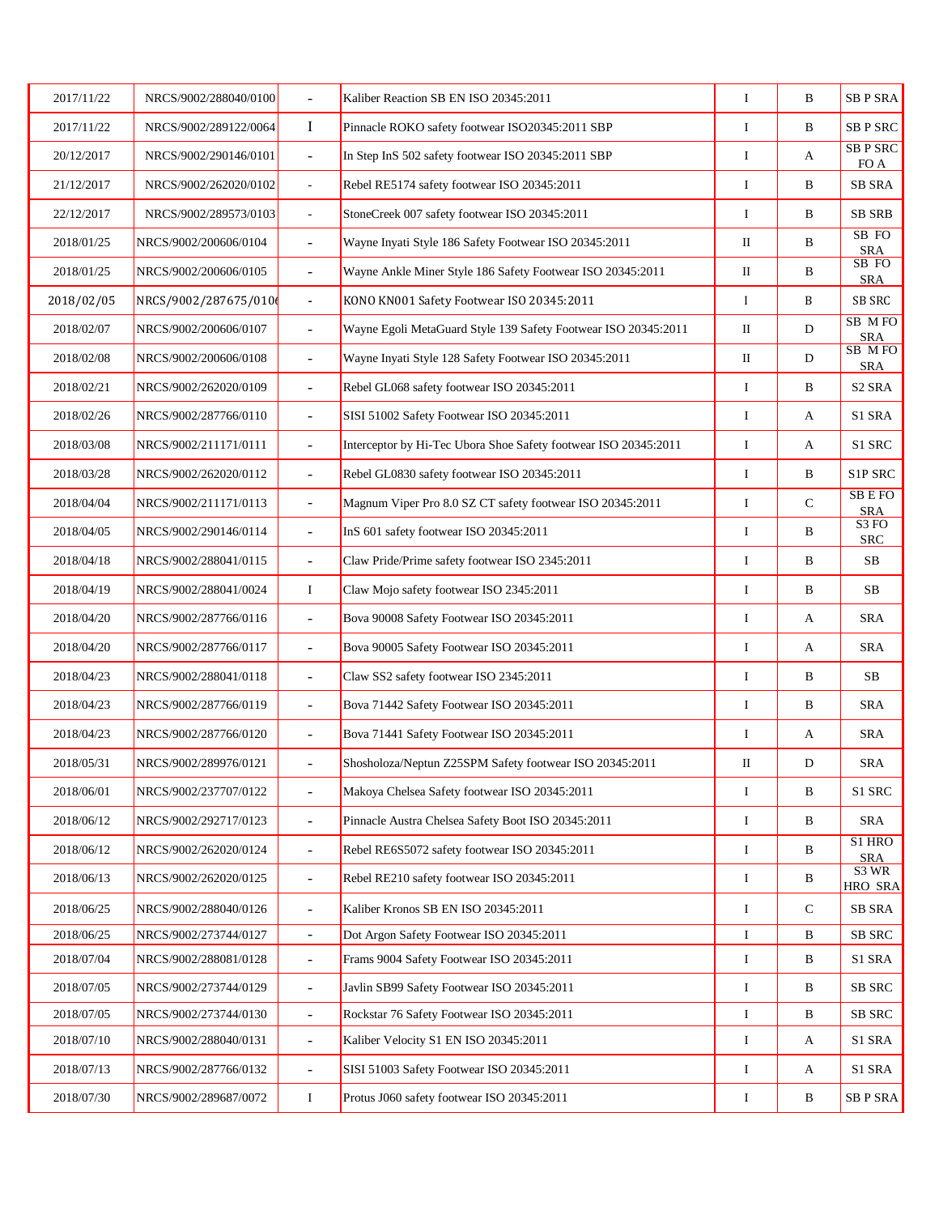| | | | | | | |
|---|---|---|---|---|---|---|
| 2017/11/22 | NRCS/9002/288040/0100 | - | Kaliber Reaction SB EN ISO 20345:2011 | I | B | SB P SRA |
| 2017/11/22 | NRCS/9002/289122/0064 | I | Pinnacle ROKO safety footwear ISO20345:2011 SBP | I | B | SB P SRC |
| 20/12/2017 | NRCS/9002/290146/0101 | - | In Step InS 502 safety footwear ISO 20345:2011 SBP | I | A | SB P SRC FO A |
| 21/12/2017 | NRCS/9002/262020/0102 | - | Rebel RE5174 safety footwear ISO 20345:2011 | I | B | SB SRA |
| 22/12/2017 | NRCS/9002/289573/0103 | - | StoneCreek 007 safety footwear ISO 20345:2011 | I | B | SB SRB |
| 2018/01/25 | NRCS/9002/200606/0104 | - | Wayne Inyati Style 186 Safety Footwear ISO 20345:2011 | II | B | SB FO SRA |
| 2018/01/25 | NRCS/9002/200606/0105 | - | Wayne Ankle Miner Style 186 Safety Footwear ISO 20345:2011 | II | B | SB FO SRA |
| 2018/02/05 | NRCS/9002/287675/0106 | - | KONO KN001 Safety Footwear ISO 20345:2011 | I | B | SB SRC |
| 2018/02/07 | NRCS/9002/200606/0107 | - | Wayne Egoli MetaGuard Style 139 Safety Footwear ISO 20345:2011 | II | D | SB M FO SRA |
| 2018/02/08 | NRCS/9002/200606/0108 | - | Wayne Inyati Style 128 Safety Footwear ISO 20345:2011 | II | D | SB M FO SRA |
| 2018/02/21 | NRCS/9002/262020/0109 | - | Rebel GL068 safety footwear ISO 20345:2011 | I | B | S2 SRA |
| 2018/02/26 | NRCS/9002/287766/0110 | - | SISI 51002 Safety Footwear ISO 20345:2011 | I | A | S1 SRA |
| 2018/03/08 | NRCS/9002/211171/0111 | - | Interceptor by Hi-Tec Ubora Shoe Safety footwear ISO 20345:2011 | I | A | S1 SRC |
| 2018/03/28 | NRCS/9002/262020/0112 | - | Rebel GL0830 safety footwear ISO 20345:2011 | I | B | S1P SRC |
| 2018/04/04 | NRCS/9002/211171/0113 | - | Magnum Viper Pro 8.0 SZ CT safety footwear ISO 20345:2011 | I | C | SB E FO SRA |
| 2018/04/05 | NRCS/9002/290146/0114 | - | InS 601 safety footwear ISO 20345:2011 | I | B | S3 FO SRC |
| 2018/04/18 | NRCS/9002/288041/0115 | - | Claw Pride/Prime safety footwear ISO 2345:2011 | I | B | SB |
| 2018/04/19 | NRCS/9002/288041/0024 | I | Claw Mojo safety footwear ISO 2345:2011 | I | B | SB |
| 2018/04/20 | NRCS/9002/287766/0116 | - | Bova 90008 Safety Footwear ISO 20345:2011 | I | A | SRA |
| 2018/04/20 | NRCS/9002/287766/0117 | - | Bova 90005 Safety Footwear ISO 20345:2011 | I | A | SRA |
| 2018/04/23 | NRCS/9002/288041/0118 | - | Claw SS2 safety footwear ISO 2345:2011 | I | B | SB |
| 2018/04/23 | NRCS/9002/287766/0119 | - | Bova 71442 Safety Footwear ISO 20345:2011 | I | B | SRA |
| 2018/04/23 | NRCS/9002/287766/0120 | - | Bova 71441 Safety Footwear ISO 20345:2011 | I | A | SRA |
| 2018/05/31 | NRCS/9002/289976/0121 | - | Shosholoza/Neptun Z25SPM Safety footwear ISO 20345:2011 | II | D | SRA |
| 2018/06/01 | NRCS/9002/237707/0122 | - | Makoya Chelsea Safety footwear ISO 20345:2011 | I | B | S1 SRC |
| 2018/06/12 | NRCS/9002/292717/0123 | - | Pinnacle Austra Chelsea Safety Boot ISO 20345:2011 | I | B | SRA |
| 2018/06/12 | NRCS/9002/262020/0124 | - | Rebel RE6S5072 safety footwear ISO 20345:2011 | I | B | S1 HRO SRA |
| 2018/06/13 | NRCS/9002/262020/0125 | - | Rebel RE210 safety footwear ISO 20345:2011 | I | B | S3 WR HRO SRA |
| 2018/06/25 | NRCS/9002/288040/0126 | - | Kaliber Kronos SB EN ISO 20345:2011 | I | C | SB SRA |
| 2018/06/25 | NRCS/9002/273744/0127 | - | Dot Argon Safety Footwear ISO 20345:2011 | I | B | SB SRC |
| 2018/07/04 | NRCS/9002/288081/0128 | - | Frams 9004 Safety Footwear ISO 20345:2011 | I | B | S1 SRA |
| 2018/07/05 | NRCS/9002/273744/0129 | - | Javlin SB99 Safety Footwear ISO 20345:2011 | I | B | SB SRC |
| 2018/07/05 | NRCS/9002/273744/0130 | - | Rockstar 76 Safety Footwear ISO 20345:2011 | I | B | SB SRC |
| 2018/07/10 | NRCS/9002/288040/0131 | - | Kaliber Velocity S1 EN ISO 20345:2011 | I | A | S1 SRA |
| 2018/07/13 | NRCS/9002/287766/0132 | - | SISI 51003 Safety Footwear ISO 20345:2011 | I | A | S1 SRA |
| 2018/07/30 | NRCS/9002/289687/0072 | I | Protus J060 safety footwear ISO 20345:2011 | I | B | SB P SRA |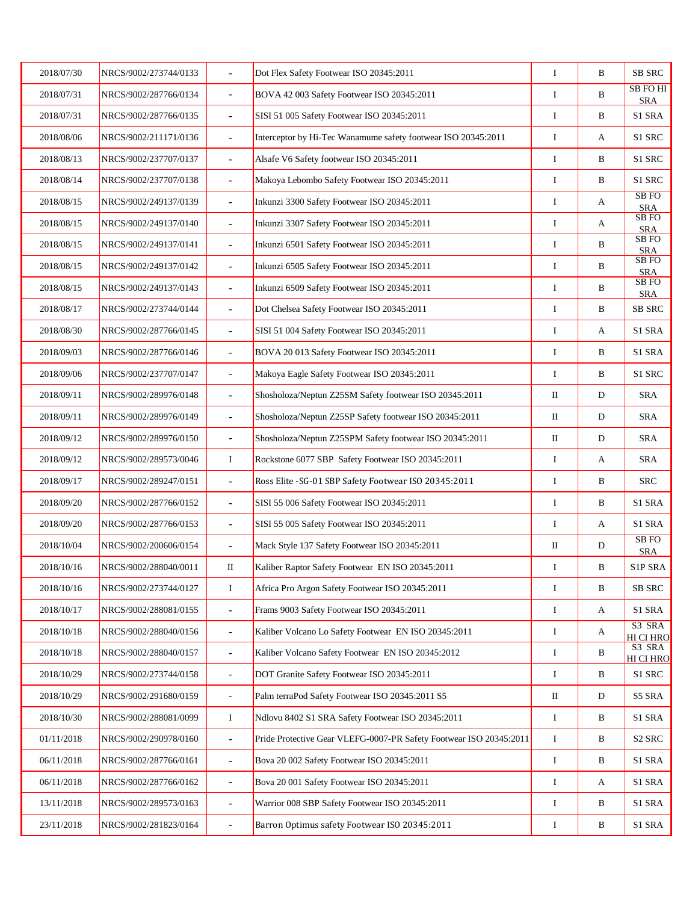| | | | | | | |
|---|---|---|---|---|---|---|
| 2018/07/30 | NRCS/9002/273744/0133 | - | Dot Flex Safety Footwear ISO 20345:2011 | I | B | SB SRC |
| 2018/07/31 | NRCS/9002/287766/0134 | - | BOVA 42 003 Safety Footwear ISO 20345:2011 | I | B | SB FO HI SRA |
| 2018/07/31 | NRCS/9002/287766/0135 | - | SISI 51 005 Safety Footwear ISO 20345:2011 | I | B | S1 SRA |
| 2018/08/06 | NRCS/9002/211171/0136 | - | Interceptor by Hi-Tec Wanamume safety footwear ISO 20345:2011 | I | A | S1 SRC |
| 2018/08/13 | NRCS/9002/237707/0137 | - | Alsafe V6 Safety footwear ISO 20345:2011 | I | B | S1 SRC |
| 2018/08/14 | NRCS/9002/237707/0138 | - | Makoya Lebombo Safety Footwear ISO 20345:2011 | I | B | S1 SRC |
| 2018/08/15 | NRCS/9002/249137/0139 | - | Inkunzi 3300 Safety Footwear ISO 20345:2011 | I | A | SB FO SRA |
| 2018/08/15 | NRCS/9002/249137/0140 | - | Inkunzi 3307 Safety Footwear ISO 20345:2011 | I | A | SB FO SRA |
| 2018/08/15 | NRCS/9002/249137/0141 | - | Inkunzi 6501 Safety Footwear ISO 20345:2011 | I | B | SB FO SRA |
| 2018/08/15 | NRCS/9002/249137/0142 | - | Inkunzi 6505 Safety Footwear ISO 20345:2011 | I | B | SB FO SRA |
| 2018/08/15 | NRCS/9002/249137/0143 | - | Inkunzi 6509 Safety Footwear ISO 20345:2011 | I | B | SB FO SRA |
| 2018/08/17 | NRCS/9002/273744/0144 | - | Dot Chelsea Safety Footwear ISO 20345:2011 | I | B | SB SRC |
| 2018/08/30 | NRCS/9002/287766/0145 | - | SISI 51 004 Safety Footwear ISO 20345:2011 | I | A | S1 SRA |
| 2018/09/03 | NRCS/9002/287766/0146 | - | BOVA 20 013 Safety Footwear ISO 20345:2011 | I | B | S1 SRA |
| 2018/09/06 | NRCS/9002/237707/0147 | - | Makoya Eagle Safety Footwear ISO 20345:2011 | I | B | S1 SRC |
| 2018/09/11 | NRCS/9002/289976/0148 | - | Shosholoza/Neptun Z25SM Safety footwear ISO 20345:2011 | II | D | SRA |
| 2018/09/11 | NRCS/9002/289976/0149 | - | Shosholoza/Neptun Z25SP Safety footwear ISO 20345:2011 | II | D | SRA |
| 2018/09/12 | NRCS/9002/289976/0150 | - | Shosholoza/Neptun Z25SPM Safety footwear ISO 20345:2011 | II | D | SRA |
| 2018/09/12 | NRCS/9002/289573/0046 | I | Rockstone 6077 SBP Safety Footwear ISO 20345:2011 | I | A | SRA |
| 2018/09/17 | NRCS/9002/289247/0151 | - | Ross Elite -SG-01 SBP Safety Footwear ISO 20345:2011 | I | B | SRC |
| 2018/09/20 | NRCS/9002/287766/0152 | - | SISI 55 006 Safety Footwear ISO 20345:2011 | I | B | S1 SRA |
| 2018/09/20 | NRCS/9002/287766/0153 | - | SISI 55 005 Safety Footwear ISO 20345:2011 | I | A | S1 SRA |
| 2018/10/04 | NRCS/9002/200606/0154 | - | Mack Style 137 Safety Footwear ISO 20345:2011 | II | D | SB FO SRA |
| 2018/10/16 | NRCS/9002/288040/0011 | II | Kaliber Raptor Safety Footwear EN ISO 20345:2011 | I | B | S1P SRA |
| 2018/10/16 | NRCS/9002/273744/0127 | I | Africa Pro Argon Safety Footwear ISO 20345:2011 | I | B | SB SRC |
| 2018/10/17 | NRCS/9002/288081/0155 | - | Frams 9003 Safety Footwear ISO 20345:2011 | I | A | S1 SRA |
| 2018/10/18 | NRCS/9002/288040/0156 | - | Kaliber Volcano Lo Safety Footwear EN ISO 20345:2011 | I | A | S3 SRA HI CI HRO |
| 2018/10/18 | NRCS/9002/288040/0157 | - | Kaliber Volcano Safety Footwear EN ISO 20345:2012 | I | B | S3 SRA HI CI HRO |
| 2018/10/29 | NRCS/9002/273744/0158 | - | DOT Granite Safety Footwear ISO 20345:2011 | I | B | S1 SRC |
| 2018/10/29 | NRCS/9002/291680/0159 | - | Palm terraPod Safety Footwear ISO 20345:2011 S5 | II | D | S5 SRA |
| 2018/10/30 | NRCS/9002/288081/0099 | I | Ndlovu 8402 S1 SRA Safety Footwear ISO 20345:2011 | I | B | S1 SRA |
| 01/11/2018 | NRCS/9002/290978/0160 | - | Pride Protective Gear VLEFG-0007-PR Safety Footwear ISO 20345:2011 | I | B | S2 SRC |
| 06/11/2018 | NRCS/9002/287766/0161 | - | Bova 20 002 Safety Footwear ISO 20345:2011 | I | B | S1 SRA |
| 06/11/2018 | NRCS/9002/287766/0162 | - | Bova 20 001 Safety Footwear ISO 20345:2011 | I | A | S1 SRA |
| 13/11/2018 | NRCS/9002/289573/0163 | - | Warrior 008 SBP Safety Footwear ISO 20345:2011 | I | B | S1 SRA |
| 23/11/2018 | NRCS/9002/281823/0164 | - | Barron Optimus safety Footwear ISO 20345:2011 | I | B | S1 SRA |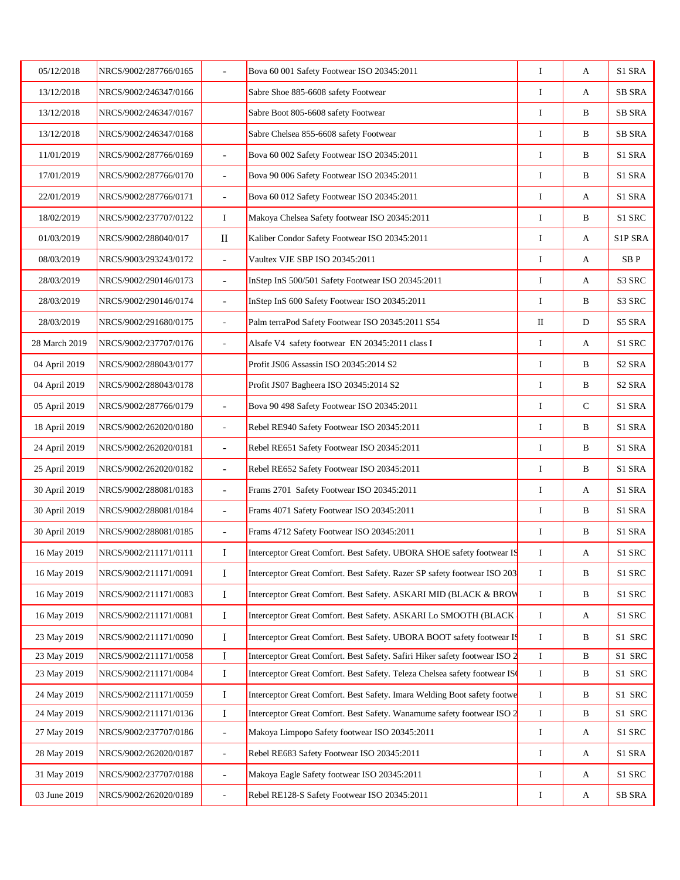| | | | | | | |
|---|---|---|---|---|---|---|
| 05/12/2018 | NRCS/9002/287766/0165 | - | Bova 60 001 Safety Footwear ISO 20345:2011 | I | A | S1 SRA |
| 13/12/2018 | NRCS/9002/246347/0166 | | Sabre Shoe 885-6608 safety Footwear | I | A | SB SRA |
| 13/12/2018 | NRCS/9002/246347/0167 | | Sabre Boot 805-6608 safety Footwear | I | B | SB SRA |
| 13/12/2018 | NRCS/9002/246347/0168 | | Sabre Chelsea 855-6608 safety Footwear | I | B | SB SRA |
| 11/01/2019 | NRCS/9002/287766/0169 | - | Bova 60 002 Safety Footwear ISO 20345:2011 | I | B | S1 SRA |
| 17/01/2019 | NRCS/9002/287766/0170 | - | Bova 90 006 Safety Footwear ISO 20345:2011 | I | B | S1 SRA |
| 22/01/2019 | NRCS/9002/287766/0171 | - | Bova 60 012 Safety Footwear ISO 20345:2011 | I | A | S1 SRA |
| 18/02/2019 | NRCS/9002/237707/0122 | I | Makoya Chelsea Safety footwear ISO 20345:2011 | I | B | S1 SRC |
| 01/03/2019 | NRCS/9002/288040/017 | II | Kaliber Condor Safety Footwear ISO 20345:2011 | I | A | S1P SRA |
| 08/03/2019 | NRCS/9003/293243/0172 | - | Vaultex VJE SBP ISO 20345:2011 | I | A | SB P |
| 28/03/2019 | NRCS/9002/290146/0173 | - | InStep InS 500/501 Safety Footwear ISO 20345:2011 | I | A | S3 SRC |
| 28/03/2019 | NRCS/9002/290146/0174 | - | InStep InS 600 Safety Footwear ISO 20345:2011 | I | B | S3 SRC |
| 28/03/2019 | NRCS/9002/291680/0175 | - | Palm terraPod Safety Footwear ISO 20345:2011 S54 | II | D | S5 SRA |
| 28 March 2019 | NRCS/9002/237707/0176 | - | Alsafe V4 safety footwear EN 20345:2011 class I | I | A | S1 SRC |
| 04 April 2019 | NRCS/9002/288043/0177 | | Profit JS06 Assassin ISO 20345:2014 S2 | I | B | S2 SRA |
| 04 April 2019 | NRCS/9002/288043/0178 | | Profit JS07 Bagheera ISO 20345:2014 S2 | I | B | S2 SRA |
| 05 April 2019 | NRCS/9002/287766/0179 | - | Bova 90 498 Safety Footwear ISO 20345:2011 | I | C | S1 SRA |
| 18 April 2019 | NRCS/9002/262020/0180 | - | Rebel RE940 Safety Footwear ISO 20345:2011 | I | B | S1 SRA |
| 24 April 2019 | NRCS/9002/262020/0181 | - | Rebel RE651 Safety Footwear ISO 20345:2011 | I | B | S1 SRA |
| 25 April 2019 | NRCS/9002/262020/0182 | - | Rebel RE652 Safety Footwear ISO 20345:2011 | I | B | S1 SRA |
| 30 April 2019 | NRCS/9002/288081/0183 | - | Frams 2701 Safety Footwear ISO 20345:2011 | I | A | S1 SRA |
| 30 April 2019 | NRCS/9002/288081/0184 | - | Frams 4071 Safety Footwear ISO 20345:2011 | I | B | S1 SRA |
| 30 April 2019 | NRCS/9002/288081/0185 | - | Frams 4712 Safety Footwear ISO 20345:2011 | I | B | S1 SRA |
| 16 May 2019 | NRCS/9002/211171/0111 | I | Interceptor Great Comfort. Best Safety. UBORA SHOE safety footwear IS | I | A | S1 SRC |
| 16 May 2019 | NRCS/9002/211171/0091 | I | Interceptor Great Comfort. Best Safety. Razer SP safety footwear ISO 203 | I | B | S1 SRC |
| 16 May 2019 | NRCS/9002/211171/0083 | I | Interceptor Great Comfort. Best Safety. ASKARI MID (BLACK & BROW | I | B | S1 SRC |
| 16 May 2019 | NRCS/9002/211171/0081 | I | Interceptor Great Comfort. Best Safety. ASKARI Lo SMOOTH (BLACK | I | A | S1 SRC |
| 23 May 2019 | NRCS/9002/211171/0090 | I | Interceptor Great Comfort. Best Safety. UBORA BOOT safety footwear IS | I | B | S1 SRC |
| 23 May 2019 | NRCS/9002/211171/0058 | I | Interceptor Great Comfort. Best Safety. Safiri Hiker safety footwear ISO 2 | I | B | S1 SRC |
| 23 May 2019 | NRCS/9002/211171/0084 | I | Interceptor Great Comfort. Best Safety. Teleza Chelsea safety footwear ISO | I | B | S1 SRC |
| 24 May 2019 | NRCS/9002/211171/0059 | I | Interceptor Great Comfort. Best Safety. Imara Welding Boot safety footwe | I | B | S1 SRC |
| 24 May 2019 | NRCS/9002/211171/0136 | I | Interceptor Great Comfort. Best Safety. Wanamume safety footwear ISO 2 | I | B | S1 SRC |
| 27 May 2019 | NRCS/9002/237707/0186 | - | Makoya Limpopo Safety footwear ISO 20345:2011 | I | A | S1 SRC |
| 28 May 2019 | NRCS/9002/262020/0187 | - | Rebel RE683 Safety Footwear ISO 20345:2011 | I | A | S1 SRA |
| 31 May 2019 | NRCS/9002/237707/0188 | - | Makoya Eagle Safety footwear ISO 20345:2011 | I | A | S1 SRC |
| 03 June 2019 | NRCS/9002/262020/0189 | - | Rebel RE128-S Safety Footwear ISO 20345:2011 | I | A | SB SRA |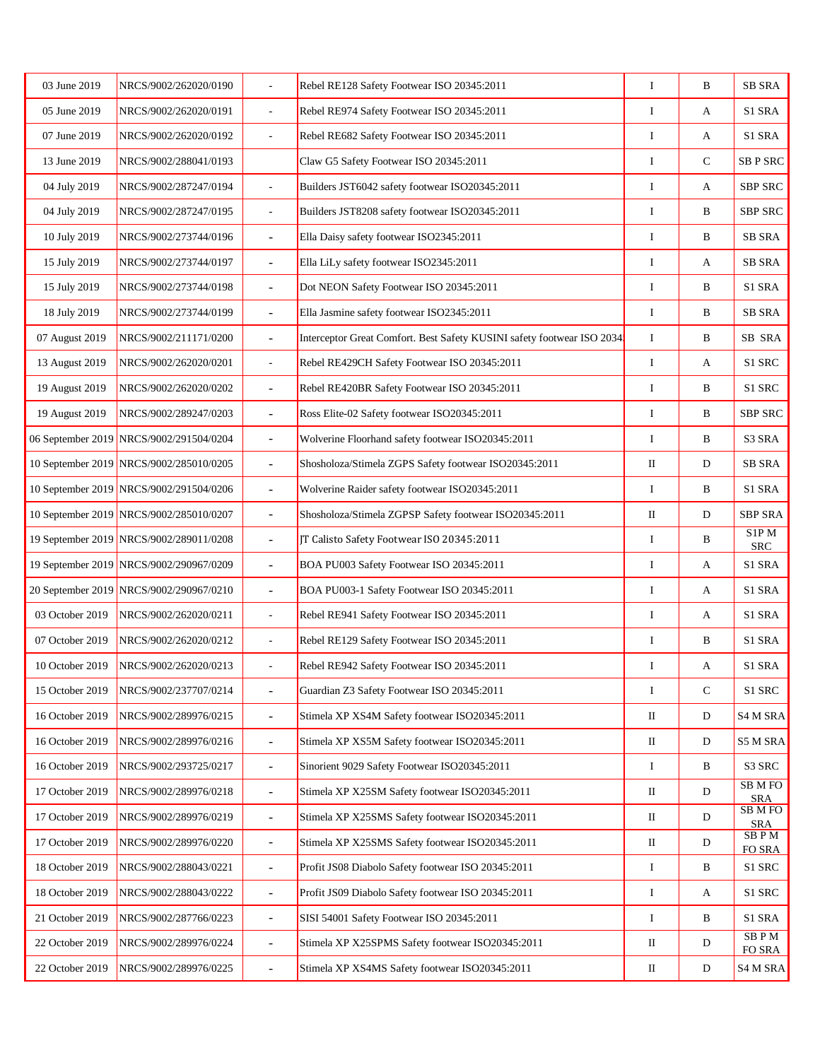| | | | | | | |
|---|---|---|---|---|---|---|
| 03 June 2019 | NRCS/9002/262020/0190 | - | Rebel RE128 Safety Footwear ISO 20345:2011 | I | B | SB SRA |
| 05 June 2019 | NRCS/9002/262020/0191 | - | Rebel RE974 Safety Footwear ISO 20345:2011 | I | A | S1 SRA |
| 07 June 2019 | NRCS/9002/262020/0192 | - | Rebel RE682 Safety Footwear ISO 20345:2011 | I | A | S1 SRA |
| 13 June 2019 | NRCS/9002/288041/0193 | | Claw G5 Safety Footwear ISO 20345:2011 | I | C | SB P SRC |
| 04 July 2019 | NRCS/9002/287247/0194 | - | Builders JST6042 safety footwear ISO20345:2011 | I | A | SBP SRC |
| 04 July 2019 | NRCS/9002/287247/0195 | - | Builders JST8208 safety footwear ISO20345:2011 | I | B | SBP SRC |
| 10 July 2019 | NRCS/9002/273744/0196 | - | Ella Daisy safety footwear ISO2345:2011 | I | B | SB SRA |
| 15 July 2019 | NRCS/9002/273744/0197 | - | Ella LiLy safety footwear ISO2345:2011 | I | A | SB SRA |
| 15 July 2019 | NRCS/9002/273744/0198 | - | Dot NEON Safety Footwear ISO 20345:2011 | I | B | S1 SRA |
| 18 July 2019 | NRCS/9002/273744/0199 | - | Ella Jasmine safety footwear ISO2345:2011 | I | B | SB SRA |
| 07 August 2019 | NRCS/9002/211171/0200 | - | Interceptor Great Comfort. Best Safety KUSINI safety footwear ISO 2034 | I | B | SB SRA |
| 13 August 2019 | NRCS/9002/262020/0201 | - | Rebel RE429CH Safety Footwear ISO 20345:2011 | I | A | S1 SRC |
| 19 August 2019 | NRCS/9002/262020/0202 | - | Rebel RE420BR Safety Footwear ISO 20345:2011 | I | B | S1 SRC |
| 19 August 2019 | NRCS/9002/289247/0203 | - | Ross Elite-02 Safety footwear ISO20345:2011 | I | B | SBP SRC |
| 06 September 2019 | NRCS/9002/291504/0204 | - | Wolverine Floorhand safety footwear ISO20345:2011 | I | B | S3 SRA |
| 10 September 2019 | NRCS/9002/285010/0205 | - | Shosholoza/Stimela ZGPS Safety footwear ISO20345:2011 | II | D | SB SRA |
| 10 September 2019 | NRCS/9002/291504/0206 | - | Wolverine Raider safety footwear ISO20345:2011 | I | B | S1 SRA |
| 10 September 2019 | NRCS/9002/285010/0207 | - | Shosholoza/Stimela ZGPSP Safety footwear ISO20345:2011 | II | D | SBP SRA |
| 19 September 2019 | NRCS/9002/289011/0208 | - | JT Calisto Safety Footwear ISO 20345:2011 | I | B | S1P M SRC |
| 19 September 2019 | NRCS/9002/290967/0209 | - | BOA PU003 Safety Footwear ISO 20345:2011 | I | A | S1 SRA |
| 20 September 2019 | NRCS/9002/290967/0210 | - | BOA PU003-1 Safety Footwear ISO 20345:2011 | I | A | S1 SRA |
| 03 October 2019 | NRCS/9002/262020/0211 | - | Rebel RE941 Safety Footwear ISO 20345:2011 | I | A | S1 SRA |
| 07 October 2019 | NRCS/9002/262020/0212 | - | Rebel RE129 Safety Footwear ISO 20345:2011 | I | B | S1 SRA |
| 10 October 2019 | NRCS/9002/262020/0213 | - | Rebel RE942 Safety Footwear ISO 20345:2011 | I | A | S1 SRA |
| 15 October 2019 | NRCS/9002/237707/0214 | - | Guardian Z3 Safety Footwear ISO 20345:2011 | I | C | S1 SRC |
| 16 October 2019 | NRCS/9002/289976/0215 | - | Stimela XP XS4M Safety footwear ISO20345:2011 | II | D | S4 M SRA |
| 16 October 2019 | NRCS/9002/289976/0216 | - | Stimela XP XS5M Safety footwear ISO20345:2011 | II | D | S5 M SRA |
| 16 October 2019 | NRCS/9002/293725/0217 | - | Sinorient 9029 Safety Footwear ISO20345:2011 | I | B | S3 SRC |
| 17 October 2019 | NRCS/9002/289976/0218 | - | Stimela XP X25SM Safety footwear ISO20345:2011 | II | D | SB M FO SRA |
| 17 October 2019 | NRCS/9002/289976/0219 | - | Stimela XP X25SMS Safety footwear ISO20345:2011 | II | D | SB M FO SRA |
| 17 October 2019 | NRCS/9002/289976/0220 | - | Stimela XP X25SMS Safety footwear ISO20345:2011 | II | D | SB P M FO SRA |
| 18 October 2019 | NRCS/9002/288043/0221 | - | Profit JS08 Diabolo Safety footwear ISO 20345:2011 | I | B | S1 SRC |
| 18 October 2019 | NRCS/9002/288043/0222 | - | Profit JS09 Diabolo Safety footwear ISO 20345:2011 | I | A | S1 SRC |
| 21 October 2019 | NRCS/9002/287766/0223 | - | SISI 54001 Safety Footwear ISO 20345:2011 | I | B | S1 SRA |
| 22 October 2019 | NRCS/9002/289976/0224 | - | Stimela XP X25SPMS Safety footwear ISO20345:2011 | II | D | SB P M FO SRA |
| 22 October 2019 | NRCS/9002/289976/0225 | - | Stimela XP XS4MS Safety footwear ISO20345:2011 | II | D | S4 M SRA |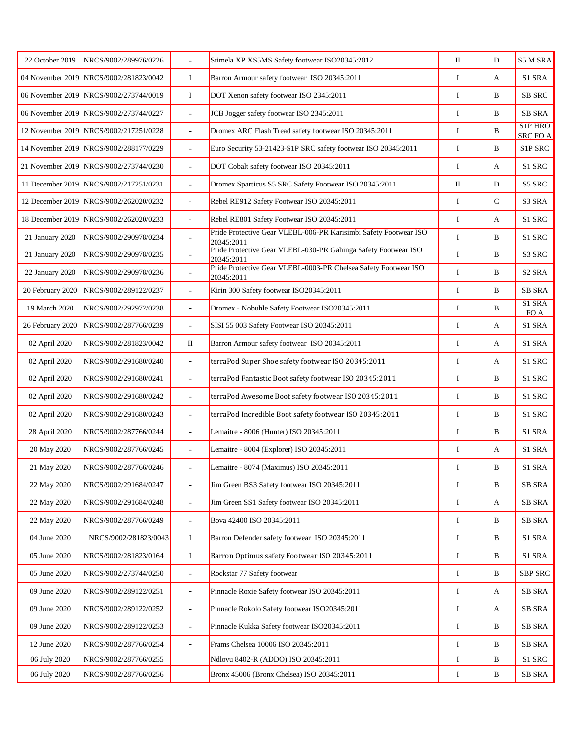| 22 October 2019 | NRCS/9002/289976/0226 | - | Stimela XP XS5MS Safety footwear ISO20345:2012 | II | D | S5 M SRA |
|---|---|---|---|---|---|---|
| 04 November 2019 | NRCS/9002/281823/0042 | I | Barron Armour safety footwear ISO 20345:2011 | I | A | S1 SRA |
| 06 November 2019 | NRCS/9002/273744/0019 | I | DOT Xenon safety footwear ISO 2345:2011 | I | B | SB SRC |
| 06 November 2019 | NRCS/9002/273744/0227 | - | JCB Jogger safety footwear ISO 2345:2011 | I | B | SB SRA |
| 12 November 2019 | NRCS/9002/217251/0228 | - | Dromex ARC Flash Tread safety footwear ISO 20345:2011 | I | B | S1P HRO SRC FO A |
| 14 November 2019 | NRCS/9002/288177/0229 | - | Euro Security 53-21423-S1P SRC safety footwear ISO 20345:2011 | I | B | S1P SRC |
| 21 November 2019 | NRCS/9002/273744/0230 | - | DOT Cobalt safety footwear ISO 20345:2011 | I | A | S1 SRC |
| 11 December 2019 | NRCS/9002/217251/0231 | - | Dromex Sparticus S5 SRC Safety Footwear ISO 20345:2011 | II | D | S5 SRC |
| 12 December 2019 | NRCS/9002/262020/0232 | - | Rebel RE912 Safety Footwear ISO 20345:2011 | I | C | S3 SRA |
| 18 December 2019 | NRCS/9002/262020/0233 | - | Rebel RE801 Safety Footwear ISO 20345:2011 | I | A | S1 SRC |
| 21 January 2020 | NRCS/9002/290978/0234 | - | Pride Protective Gear VLEBL-006-PR Karisimbi Safety Footwear ISO 20345:2011 | I | B | S1 SRC |
| 21 January 2020 | NRCS/9002/290978/0235 | - | Pride Protective Gear VLEBL-030-PR Gahinga Safety Footwear ISO 20345:2011 | I | B | S3 SRC |
| 22 January 2020 | NRCS/9002/290978/0236 | - | Pride Protective Gear VLEBL-0003-PR Chelsea Safety Footwear ISO 20345:2011 | I | B | S2 SRA |
| 20 February 2020 | NRCS/9002/289122/0237 | - | Kirin 300 Safety footwear ISO20345:2011 | I | B | SB SRA |
| 19 March 2020 | NRCS/9002/292972/0238 | - | Dromex - Nobuhle Safety Footwear ISO20345:2011 | I | B | S1 SRA FO A |
| 26 February 2020 | NRCS/9002/287766/0239 | - | SISI 55 003 Safety Footwear ISO 20345:2011 | I | A | S1 SRA |
| 02 April 2020 | NRCS/9002/281823/0042 | II | Barron Armour safety footwear ISO 20345:2011 | I | A | S1 SRA |
| 02 April 2020 | NRCS/9002/291680/0240 | - | terraPod Super Shoe safety footwear ISO 20345:2011 | I | A | S1 SRC |
| 02 April 2020 | NRCS/9002/291680/0241 | - | terraPod Fantastic Boot safety footwear ISO 20345:2011 | I | B | S1 SRC |
| 02 April 2020 | NRCS/9002/291680/0242 | - | terraPod Awesome Boot safety footwear ISO 20345:2011 | I | B | S1 SRC |
| 02 April 2020 | NRCS/9002/291680/0243 | - | terraPod Incredible Boot safety footwear ISO 20345:2011 | I | B | S1 SRC |
| 28 April 2020 | NRCS/9002/287766/0244 | - | Lemaitre - 8006 (Hunter) ISO 20345:2011 | I | B | S1 SRA |
| 20 May 2020 | NRCS/9002/287766/0245 | - | Lemaitre - 8004 (Explorer) ISO 20345:2011 | I | A | S1 SRA |
| 21 May 2020 | NRCS/9002/287766/0246 | - | Lemaitre - 8074 (Maximus) ISO 20345:2011 | I | B | S1 SRA |
| 22 May 2020 | NRCS/9002/291684/0247 | - | Jim Green BS3 Safety footwear ISO 20345:2011 | I | B | SB SRA |
| 22 May 2020 | NRCS/9002/291684/0248 | - | Jim Green SS1 Safety footwear ISO 20345:2011 | I | A | SB SRA |
| 22 May 2020 | NRCS/9002/287766/0249 | - | Bova 42400 ISO 20345:2011 | I | B | SB SRA |
| 04 June 2020 | NRCS/9002/281823/0043 | I | Barron Defender safety footwear ISO 20345:2011 | I | B | S1 SRA |
| 05 June 2020 | NRCS/9002/281823/0164 | I | Barron Optimus safety Footwear ISO 20345:2011 | I | B | S1 SRA |
| 05 June 2020 | NRCS/9002/273744/0250 | - | Rockstar 77 Safety footwear | I | B | SBP SRC |
| 09 June 2020 | NRCS/9002/289122/0251 | - | Pinnacle Roxie Safety footwear ISO 20345:2011 | I | A | SB SRA |
| 09 June 2020 | NRCS/9002/289122/0252 | - | Pinnacle Rokolo Safety footwear ISO20345:2011 | I | A | SB SRA |
| 09 June 2020 | NRCS/9002/289122/0253 | - | Pinnacle Kukka Safety footwear ISO20345:2011 | I | B | SB SRA |
| 12 June 2020 | NRCS/9002/287766/0254 | - | Frams Chelsea 10006 ISO 20345:2011 | I | B | SB SRA |
| 06 July 2020 | NRCS/9002/287766/0255 | | Ndlovu 8402-R (ADDO) ISO 20345:2011 | I | B | S1 SRC |
| 06 July 2020 | NRCS/9002/287766/0256 | | Bronx 45006 (Bronx Chelsea) ISO 20345:2011 | I | B | SB SRA |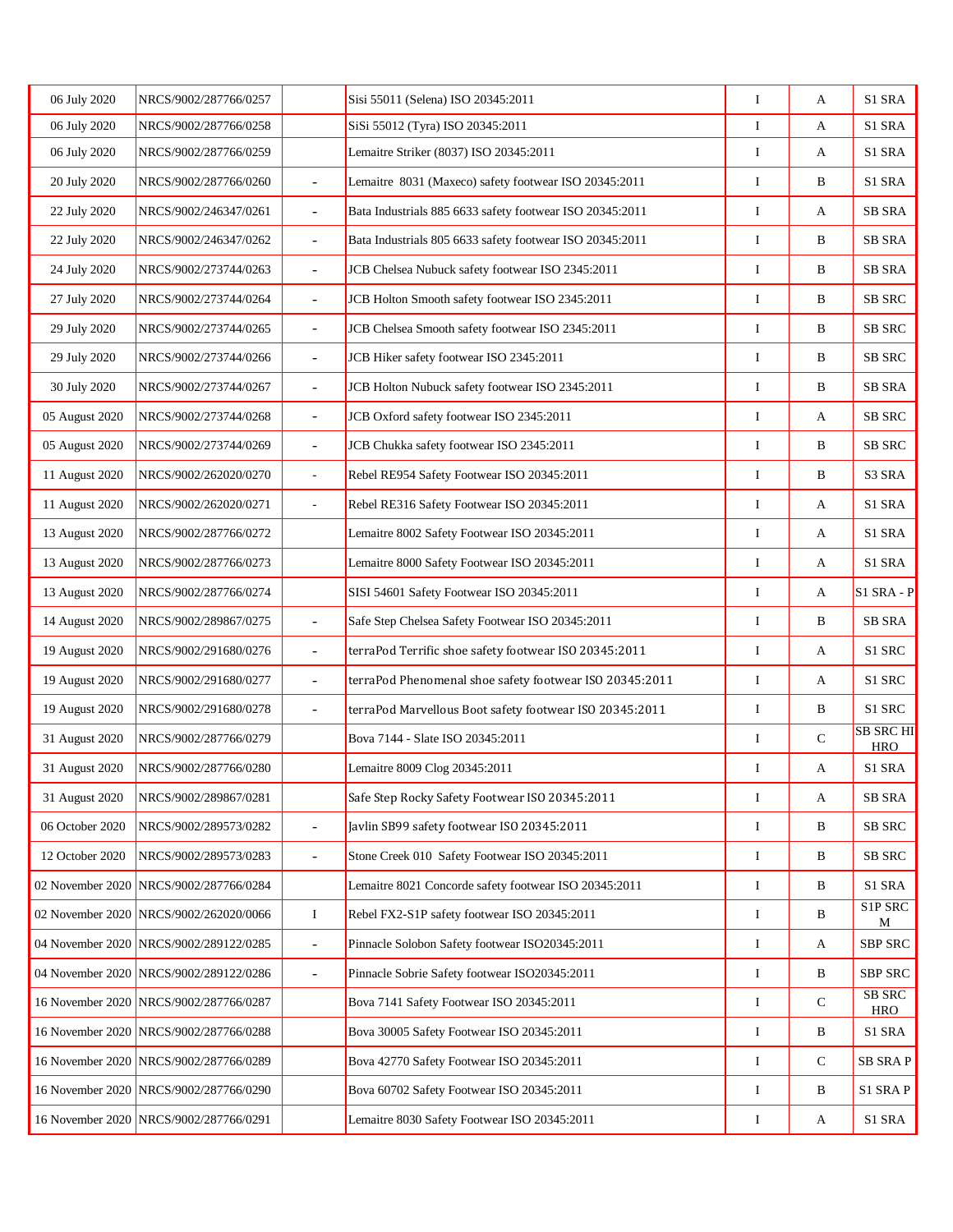| | | | | | | |
|---|---|---|---|---|---|---|
| 06 July 2020 | NRCS/9002/287766/0257 | | Sisi 55011 (Selena) ISO 20345:2011 | I | A | S1 SRA |
| 06 July 2020 | NRCS/9002/287766/0258 | | SiSi 55012 (Tyra) ISO 20345:2011 | I | A | S1 SRA |
| 06 July 2020 | NRCS/9002/287766/0259 | | Lemaitre Striker (8037) ISO 20345:2011 | I | A | S1 SRA |
| 20 July 2020 | NRCS/9002/287766/0260 | - | Lemaitre 8031 (Maxeco) safety footwear ISO 20345:2011 | I | B | S1 SRA |
| 22 July 2020 | NRCS/9002/246347/0261 | - | Bata Industrials 885 6633 safety footwear ISO 20345:2011 | I | A | SB SRA |
| 22 July 2020 | NRCS/9002/246347/0262 | - | Bata Industrials 805 6633 safety footwear ISO 20345:2011 | I | B | SB SRA |
| 24 July 2020 | NRCS/9002/273744/0263 | - | JCB Chelsea Nubuck safety footwear ISO 2345:2011 | I | B | SB SRA |
| 27 July 2020 | NRCS/9002/273744/0264 | - | JCB Holton Smooth safety footwear ISO 2345:2011 | I | B | SB SRC |
| 29 July 2020 | NRCS/9002/273744/0265 | - | JCB Chelsea Smooth safety footwear ISO 2345:2011 | I | B | SB SRC |
| 29 July 2020 | NRCS/9002/273744/0266 | - | JCB Hiker safety footwear ISO 2345:2011 | I | B | SB SRC |
| 30 July 2020 | NRCS/9002/273744/0267 | - | JCB Holton Nubuck safety footwear ISO 2345:2011 | I | B | SB SRA |
| 05 August 2020 | NRCS/9002/273744/0268 | - | JCB Oxford safety footwear ISO 2345:2011 | I | A | SB SRC |
| 05 August 2020 | NRCS/9002/273744/0269 | - | JCB Chukka safety footwear ISO 2345:2011 | I | B | SB SRC |
| 11 August 2020 | NRCS/9002/262020/0270 | - | Rebel RE954 Safety Footwear ISO 20345:2011 | I | B | S3 SRA |
| 11 August 2020 | NRCS/9002/262020/0271 | - | Rebel RE316 Safety Footwear ISO 20345:2011 | I | A | S1 SRA |
| 13 August 2020 | NRCS/9002/287766/0272 | | Lemaitre 8002 Safety Footwear ISO 20345:2011 | I | A | S1 SRA |
| 13 August 2020 | NRCS/9002/287766/0273 | | Lemaitre 8000 Safety Footwear ISO 20345:2011 | I | A | S1 SRA |
| 13 August 2020 | NRCS/9002/287766/0274 | | SISI 54601 Safety Footwear ISO 20345:2011 | I | A | S1 SRA - P |
| 14 August 2020 | NRCS/9002/289867/0275 | - | Safe Step Chelsea Safety Footwear ISO 20345:2011 | I | B | SB SRA |
| 19 August 2020 | NRCS/9002/291680/0276 | - | terraPod Terrific shoe safety footwear ISO 20345:2011 | I | A | S1 SRC |
| 19 August 2020 | NRCS/9002/291680/0277 | - | terraPod Phenomenal shoe safety footwear ISO 20345:2011 | I | A | S1 SRC |
| 19 August 2020 | NRCS/9002/291680/0278 | - | terraPod Marvellous Boot safety footwear ISO 20345:2011 | I | B | S1 SRC |
| 31 August 2020 | NRCS/9002/287766/0279 | | Bova 7144 - Slate ISO 20345:2011 | I | C | SB SRC HI HRO |
| 31 August 2020 | NRCS/9002/287766/0280 | | Lemaitre 8009 Clog 20345:2011 | I | A | S1 SRA |
| 31 August 2020 | NRCS/9002/289867/0281 | | Safe Step Rocky Safety Footwear ISO 20345:2011 | I | A | SB SRA |
| 06 October 2020 | NRCS/9002/289573/0282 | - | Javlin SB99 safety footwear ISO 20345:2011 | I | B | SB SRC |
| 12 October 2020 | NRCS/9002/289573/0283 | - | Stone Creek 010 Safety Footwear ISO 20345:2011 | I | B | SB SRC |
| 02 November 2020 | NRCS/9002/287766/0284 | | Lemaitre 8021 Concorde safety footwear ISO 20345:2011 | I | B | S1 SRA |
| 02 November 2020 | NRCS/9002/262020/0066 | I | Rebel FX2-S1P safety footwear ISO 20345:2011 | I | B | S1P SRC M |
| 04 November 2020 | NRCS/9002/289122/0285 | - | Pinnacle Solobon Safety footwear ISO20345:2011 | I | A | SBP SRC |
| 04 November 2020 | NRCS/9002/289122/0286 | - | Pinnacle Sobrie Safety footwear ISO20345:2011 | I | B | SBP SRC |
| 16 November 2020 | NRCS/9002/287766/0287 | | Bova 7141 Safety Footwear ISO 20345:2011 | I | C | SB SRC HRO |
| 16 November 2020 | NRCS/9002/287766/0288 | | Bova 30005 Safety Footwear ISO 20345:2011 | I | B | S1 SRA |
| 16 November 2020 | NRCS/9002/287766/0289 | | Bova 42770 Safety Footwear ISO 20345:2011 | I | C | SB SRA P |
| 16 November 2020 | NRCS/9002/287766/0290 | | Bova 60702 Safety Footwear ISO 20345:2011 | I | B | S1 SRA P |
| 16 November 2020 | NRCS/9002/287766/0291 | | Lemaitre 8030 Safety Footwear ISO 20345:2011 | I | A | S1 SRA |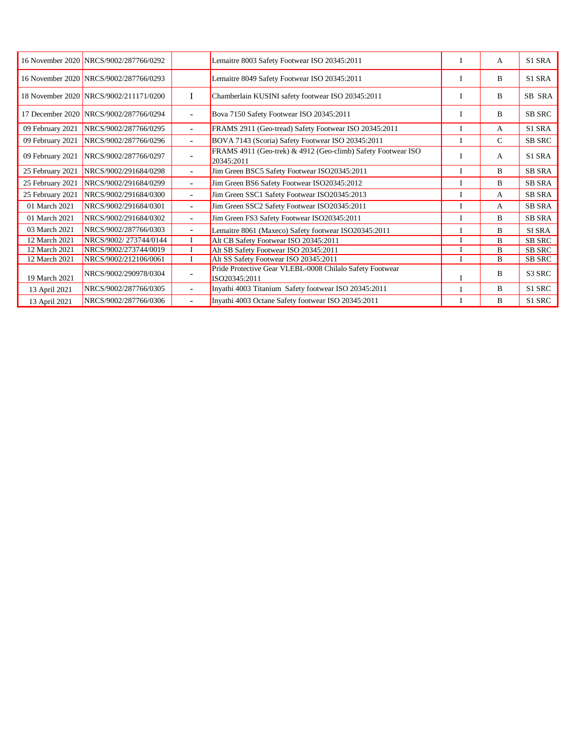| | | | | | | |
|---|---|---|---|---|---|---|
| 16 November 2020 | NRCS/9002/287766/0292 | | Lemaitre 8003 Safety Footwear ISO 20345:2011 | I | A | S1 SRA |
| 16 November 2020 | NRCS/9002/287766/0293 | | Lemaitre 8049 Safety Footwear ISO 20345:2011 | I | B | S1 SRA |
| 18 November 2020 | NRCS/9002/211171/0200 | I | Chamberlain KUSINI safety footwear ISO 20345:2011 | I | B | SB SRA |
| 17 December 2020 | NRCS/9002/287766/0294 | - | Bova 7150 Safety Footwear ISO 20345:2011 | I | B | SB SRC |
| 09 February 2021 | NRCS/9002/287766/0295 | - | FRAMS 2911 (Geo-tread) Safety Footwear ISO 20345:2011 | I | A | S1 SRA |
| 09 February 2021 | NRCS/9002/287766/0296 | - | BOVA 7143 (Scoria) Safety Footwear ISO 20345:2011 | I | C | SB SRC |
| 09 February 2021 | NRCS/9002/287766/0297 | - | FRAMS 4911 (Geo-trek) & 4912 (Geo-climb) Safety Footwear ISO 20345:2011 | I | A | S1 SRA |
| 25 February 2021 | NRCS/9002/291684/0298 | - | Jim Green BSC5 Safety Footwear ISO20345:2011 | I | B | SB SRA |
| 25 February 2021 | NRCS/9002/291684/0299 | - | Jim Green BS6 Safety Footwear ISO20345:2012 | I | B | SB SRA |
| 25 February 2021 | NRCS/9002/291684/0300 | - | Jim Green SSC1 Safety Footwear ISO20345:2013 | I | A | SB SRA |
| 01 March 2021 | NRCS/9002/291684/0301 | - | Jim Green SSC2 Safety Footwear ISO20345:2011 | I | A | SB SRA |
| 01 March 2021 | NRCS/9002/291684/0302 | - | Jim Green FS3 Safety Footwear ISO20345:2011 | I | B | SB SRA |
| 03 March 2021 | NRCS/9002/287766/0303 | - | Lemaitre 8061 (Maxeco) Safety footwear ISO20345:2011 | I | B | SI SRA |
| 12 March 2021 | NRCS/9002/ 273744/0144 | I | Alt CB Safety Footwear ISO 20345:2011 | I | B | SB SRC |
| 12 March 2021 | NRCS/9002/273744/0019 | I | Alt SB Safety Footwear ISO 20345:2011 | I | B | SB SRC |
| 12 March 2021 | NRCS/9002/212106/0061 | I | Alt SS Safety Footwear ISO 20345:2011 | I | B | SB SRC |
| 19 March 2021 | NRCS/9002/290978/0304 | - | Pride Protective Gear VLEBL-0008 Chilalo Safety Footwear ISO20345:2011 | I | B | S3 SRC |
| 13 April 2021 | NRCS/9002/287766/0305 | - | Inyathi 4003 Titanium Safety footwear ISO 20345:2011 | I | B | S1 SRC |
| 13 April 2021 | NRCS/9002/287766/0306 | - | Inyathi 4003 Octane Safety footwear ISO 20345:2011 | I | B | S1 SRC |